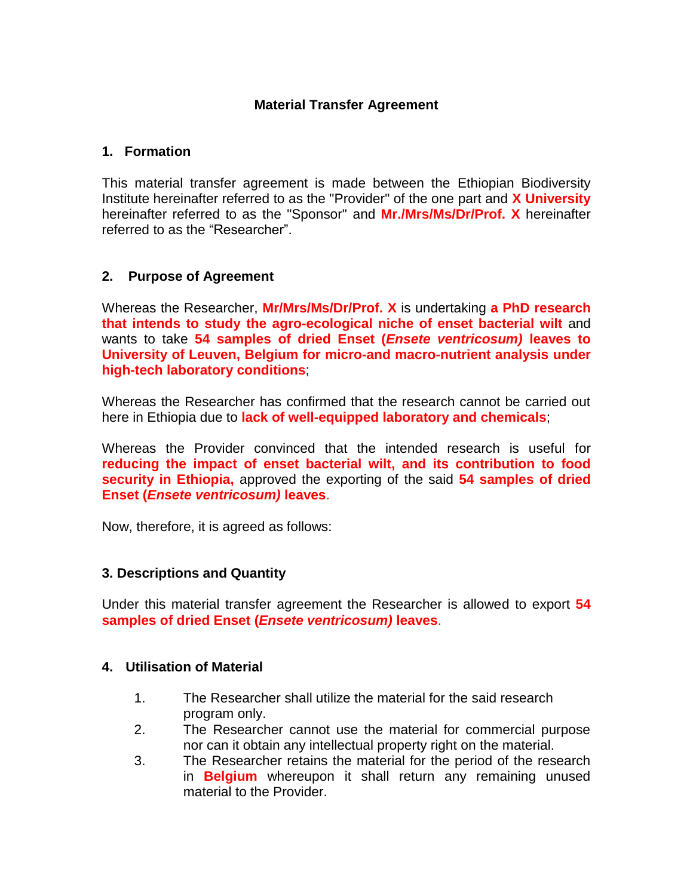# Material Transfer Agreement

## 1. Formation

This material transfer agreement is made between the Ethiopian Biodiversity Institute hereinafter referred to as the "Provider" of the one part and **X University** hereinafter referred to as the "Sponsor" and **Mr./Mrs/Ms/Dr/Prof. X** hereinafter referred to as the “Researcher”.

## 2. Purpose of Agreement

Whereas the Researcher, **Mr/Mrs/Ms/Dr/Prof. X** is undertaking **a PhD research that intends to study the agro-ecological niche of enset bacterial wilt** and wants to take **54 samples of dried Enset (*Ensete ventricosum)* leaves to University of Leuven, Belgium for micro-and macro-nutrient analysis under high-tech laboratory conditions**;

Whereas the Researcher has confirmed that the research cannot be carried out here in Ethiopia due to **lack of well-equipped laboratory and chemicals**;

Whereas the Provider convinced that the intended research is useful for **reducing the impact of enset bacterial wilt, and its contribution to food security in Ethiopia,** approved the exporting of the said **54 samples of dried Enset (*Ensete ventricosum)* leaves**.

Now, therefore, it is agreed as follows:

## 3. Descriptions and Quantity

Under this material transfer agreement the Researcher is allowed to export **54 samples of dried Enset (*Ensete ventricosum)* leaves**.

## 4. Utilisation of Material

1. The Researcher shall utilize the material for the said research program only.
2. The Researcher cannot use the material for commercial purpose nor can it obtain any intellectual property right on the material.
3. The Researcher retains the material for the period of the research in **Belgium** whereupon it shall return any remaining unused material to the Provider.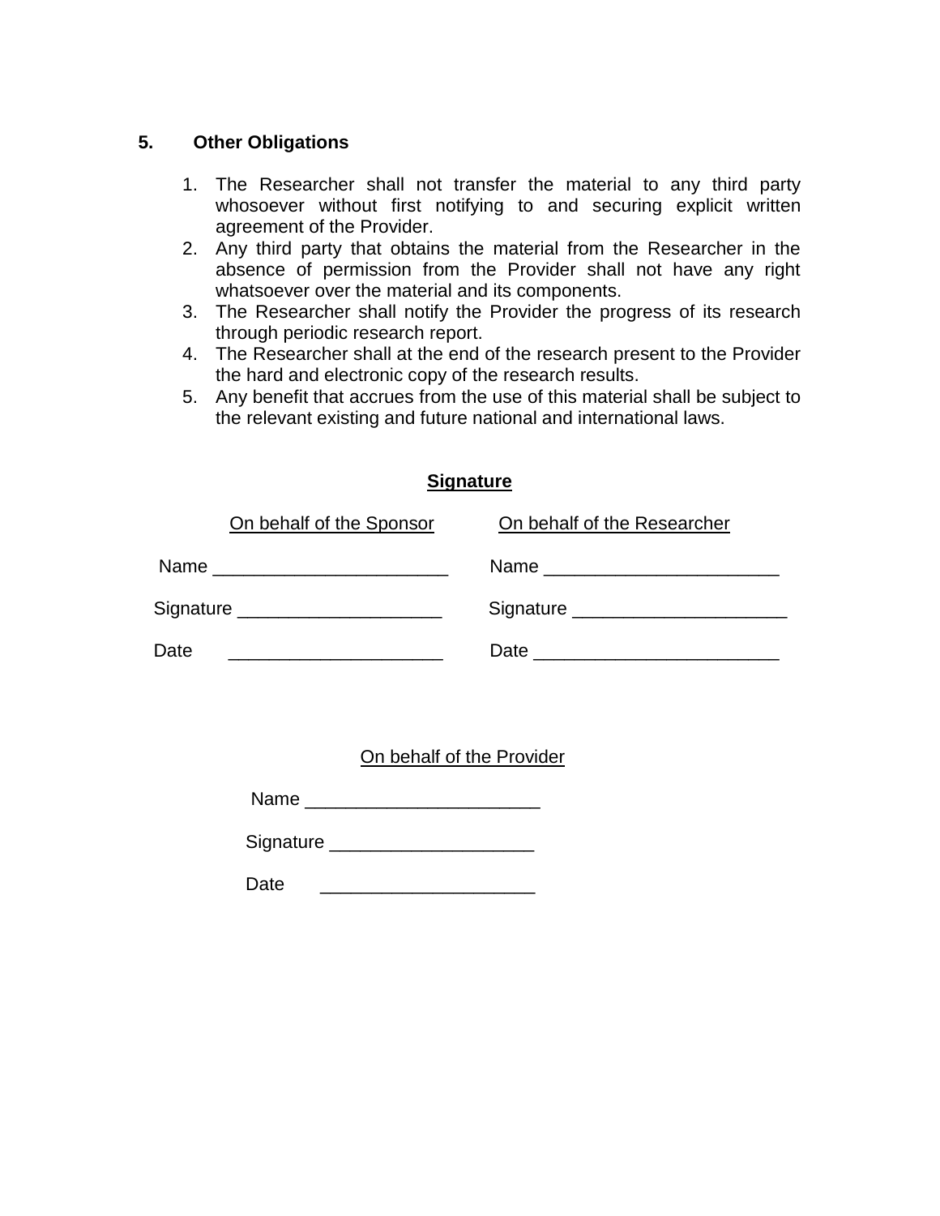## 5. Other Obligations

1. The Researcher shall not transfer the material to any third party whosoever without first notifying to and securing explicit written agreement of the Provider.
2. Any third party that obtains the material from the Researcher in the absence of permission from the Provider shall not have any right whatsoever over the material and its components.
3. The Researcher shall notify the Provider the progress of its research through periodic research report.
4. The Researcher shall at the end of the research present to the Provider the hard and electronic copy of the research results.
5. Any benefit that accrues from the use of this material shall be subject to the relevant existing and future national and international laws.

**Signature**

| On behalf of the Sponsor | On behalf of the Researcher |
|---|---|
| Name _______________________ | Name _______________________ |
| Signature ____________________ | Signature _____________________ |
| Date _____________________ | Date ________________________ |

On behalf of the Provider

Name _______________________

Signature ____________________

Date _____________________